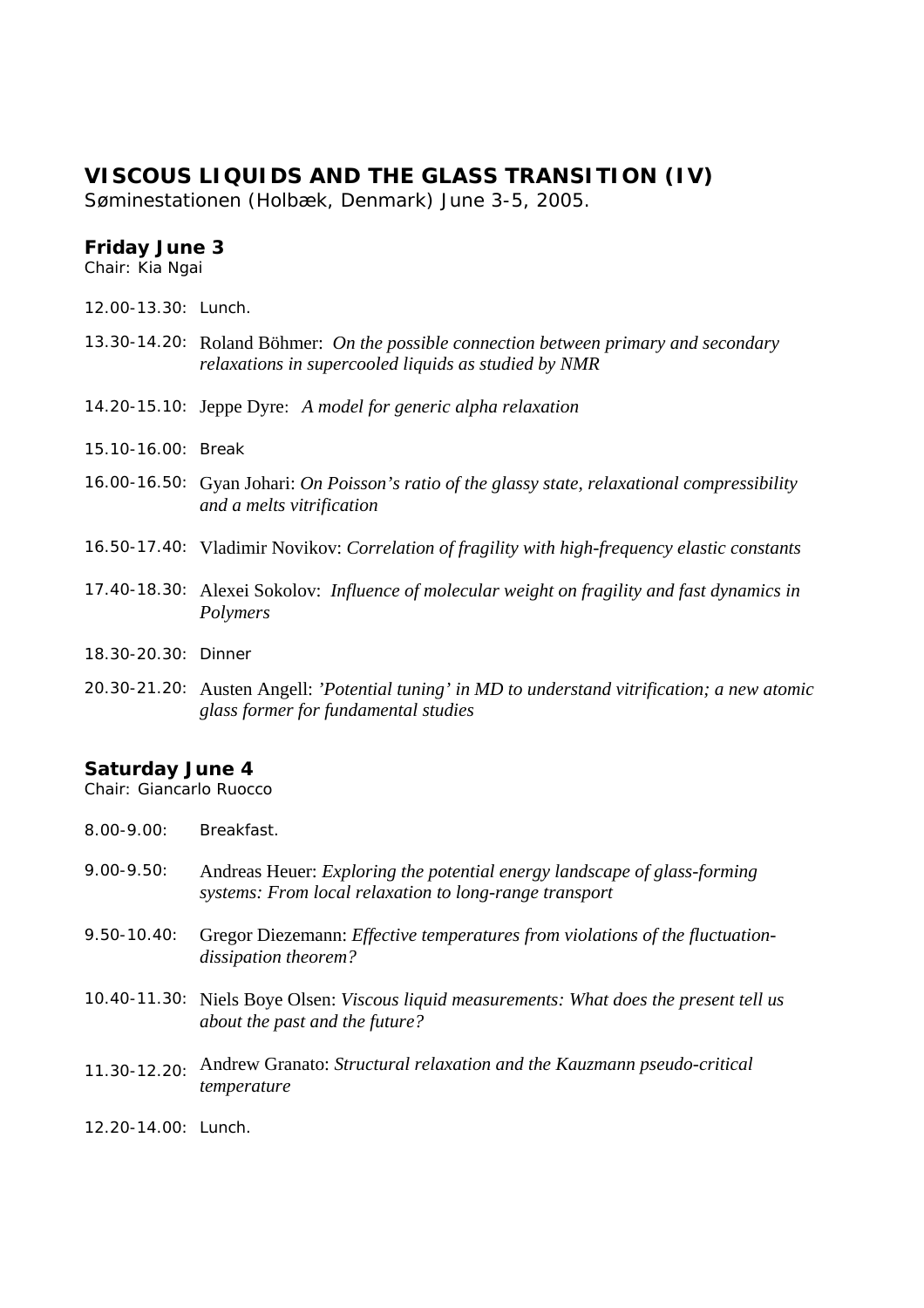# VISCOUS LIQUIDS AND THE GLASS TRANSITION (IV)

Søminestationen (Holbæk, Denmark) June 3-5, 2005.

## Friday June 3

Chair: Kia Ngai

12.00-13.30: Lunch.

13.30-14.20: Roland Böhmer: *On the possible connection between primary and secondary relaxations in supercooled liquids as studied by NMR*

14.20-15.10: Jeppe Dyre: *A model for generic alpha relaxation*

15.10-16.00: Break

16.00-16.50: Gyan Johari: *On Poisson's ratio of the glassy state, relaxational compressibility and a melts vitrification*

16.50-17.40: Vladimir Novikov: *Correlation of fragility with high-frequency elastic constants*

17.40-18.30: Alexei Sokolov: *Influence of molecular weight on fragility and fast dynamics in Polymers*

18.30-20.30: Dinner

20.30-21.20: Austen Angell: *'Potential tuning' in MD to understand vitrification; a new atomic glass former for fundamental studies*

## Saturday June 4

Chair: Giancarlo Ruocco

8.00-9.00: Breakfast.

9.00-9.50: Andreas Heuer: *Exploring the potential energy landscape of glass-forming systems: From local relaxation to long-range transport*

9.50-10.40: Gregor Diezemann: *Effective temperatures from violations of the fluctuation-dissipation theorem?*

10.40-11.30: Niels Boye Olsen: *Viscous liquid measurements: What does the present tell us about the past and the future?*

11.30-12.20: Andrew Granato: *Structural relaxation and the Kauzmann pseudo-critical temperature*

12.20-14.00: Lunch.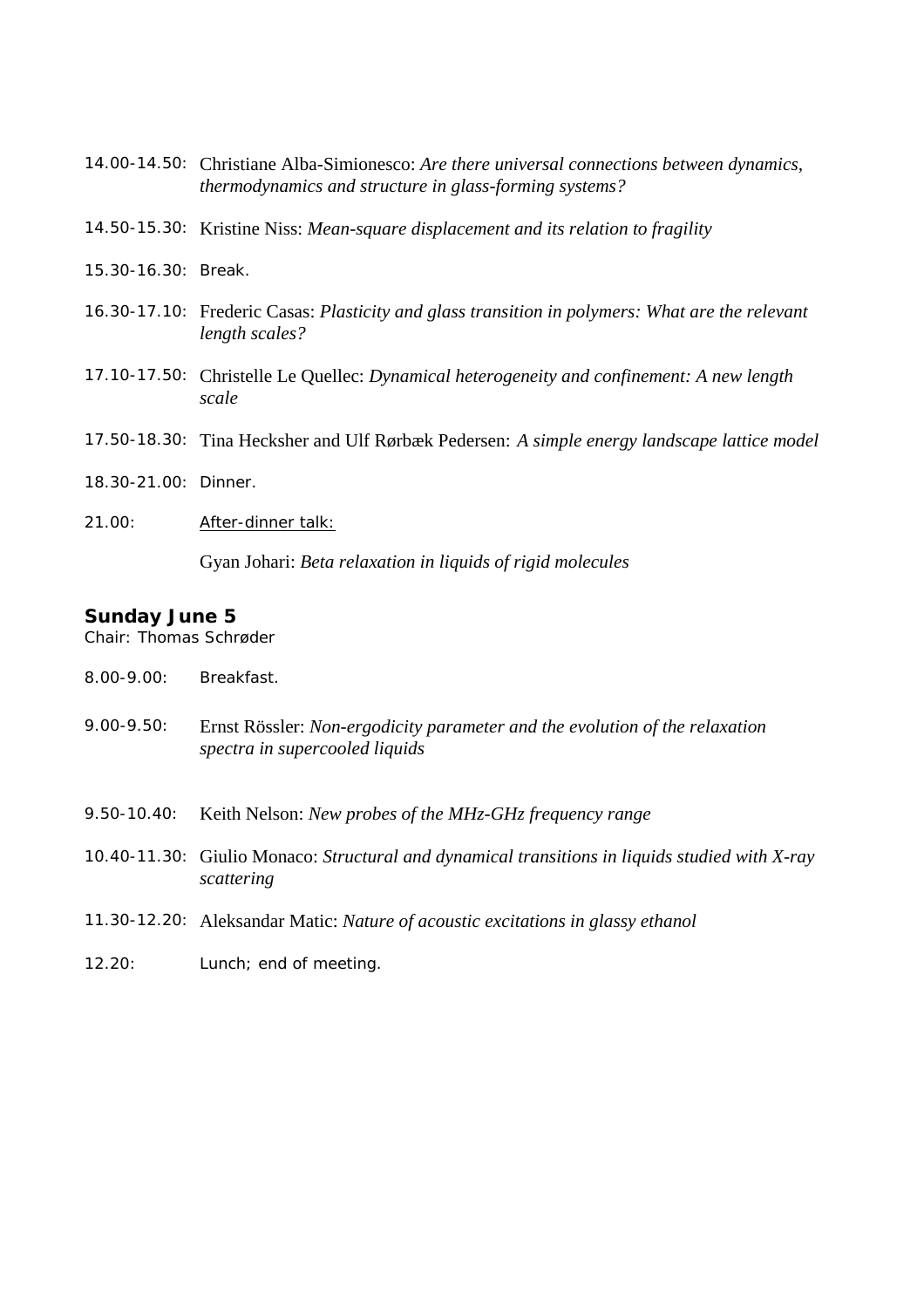14.00-14.50: Christiane Alba-Simionesco: *Are there universal connections between dynamics, thermodynamics and structure in glass-forming systems?*

14.50-15.30: Kristine Niss: *Mean-square displacement and its relation to fragility*

15.30-16.30: Break.

16.30-17.10: Frederic Casas: *Plasticity and glass transition in polymers: What are the relevant length scales?*

17.10-17.50: Christelle Le Quellec: *Dynamical heterogeneity and confinement: A new length scale*

17.50-18.30: Tina Hecksher and Ulf Rørbæk Pedersen: *A simple energy landscape lattice model*

18.30-21.00: Dinner.

21.00: After-dinner talk:

Gyan Johari: *Beta relaxation in liquids of rigid molecules*

**Sunday June 5**

Chair: Thomas Schrøder

8.00-9.00: Breakfast.

9.00-9.50: Ernst Rössler: *Non-ergodicity parameter and the evolution of the relaxation spectra in supercooled liquids*

9.50-10.40: Keith Nelson: *New probes of the MHz-GHz frequency range*

10.40-11.30: Giulio Monaco: *Structural and dynamical transitions in liquids studied with X-ray scattering*

11.30-12.20: Aleksandar Matic: *Nature of acoustic excitations in glassy ethanol*

12.20: Lunch; end of meeting.